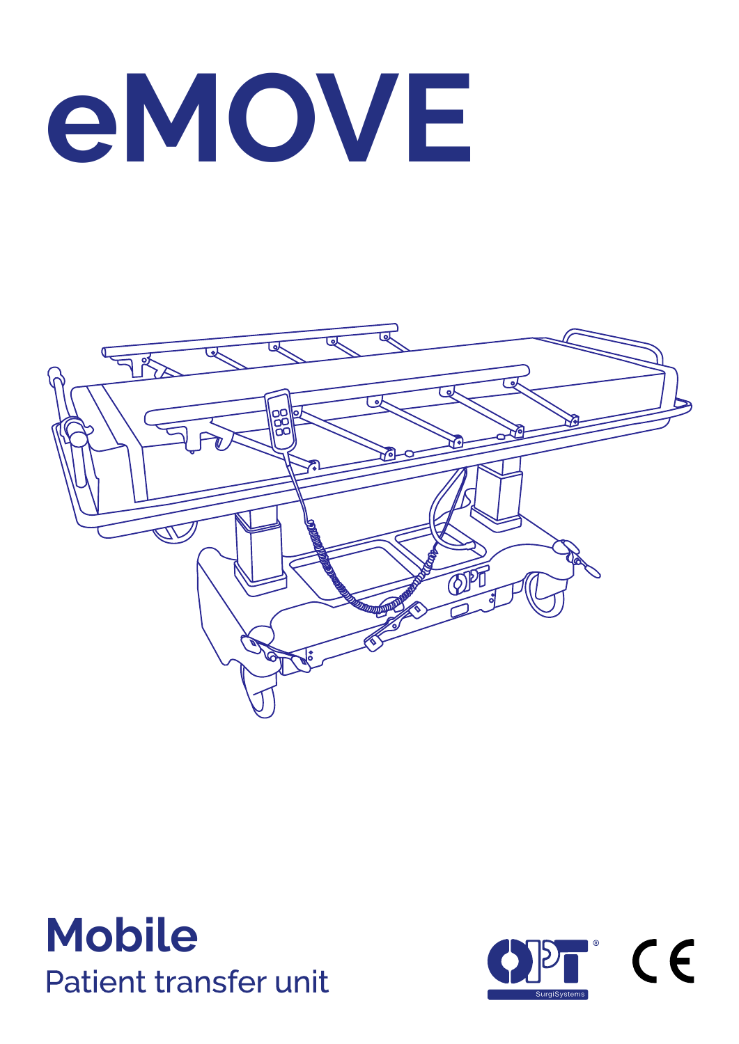# eMOVE

## Mobile

Patient transfer unit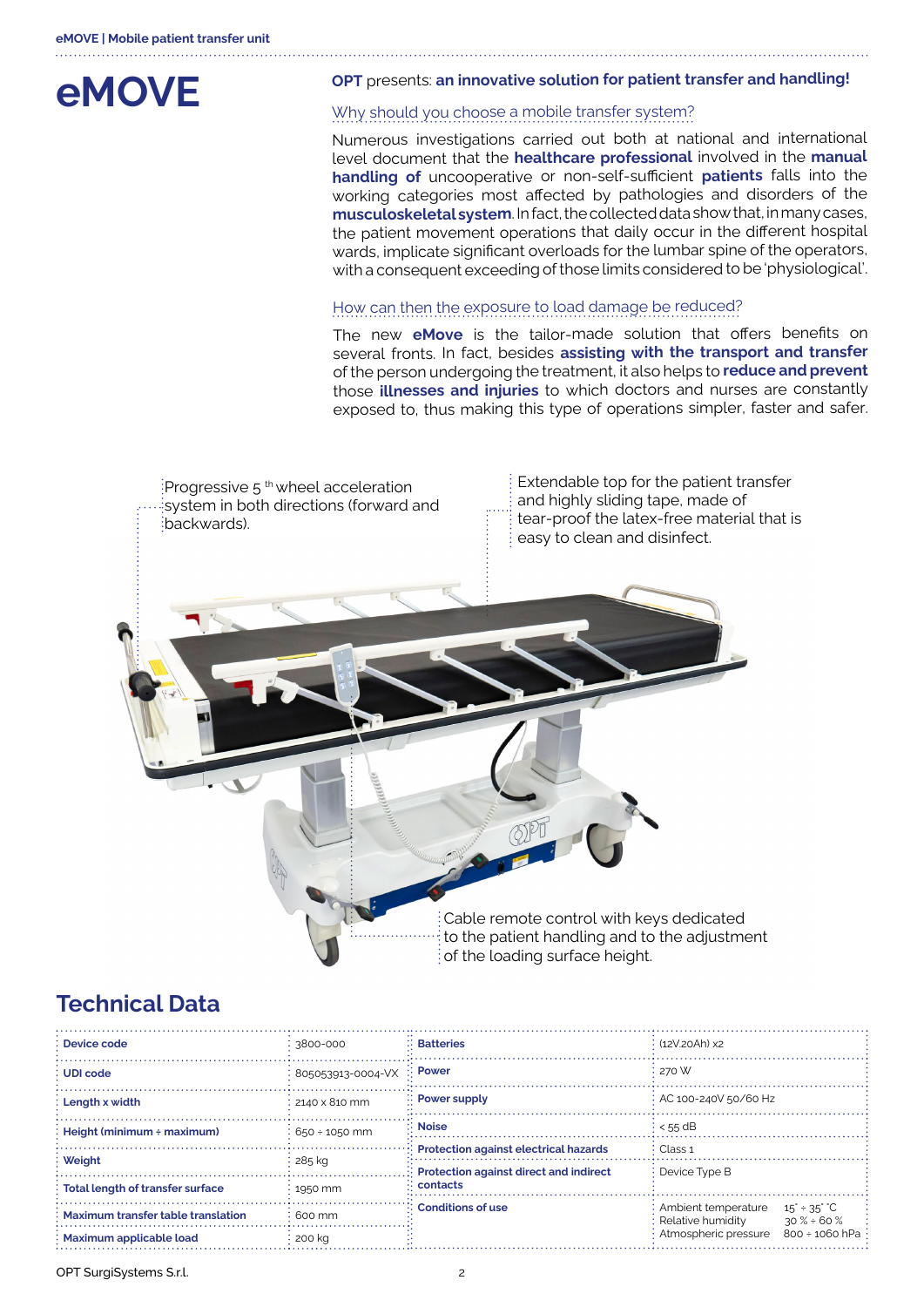# eMOVE

**OPT** presents: **an innovative solution for patient transfer and handling!**

## Why should you choose a mobile transfer system?

Numerous investigations carried out both at national and international level document that the **healthcare professional** involved in the **manual handling of** uncooperative or non-self-sufficient **patients** falls into the working categories most affected by pathologies and disorders of the **musculoskeletal system**. In fact, the collected data show that, in many cases, the patient movement operations that daily occur in the different hospital wards, implicate significant overloads for the lumbar spine of the operators, with a consequent exceeding of those limits considered to be 'physiological'.

## How can then the exposure to load damage be reduced?

The new **eMove** is the tailor-made solution that offers benefits on several fronts. In fact, besides **assisting with the transport and transfer** of the person undergoing the treatment, it also helps to **reduce and prevent** those **illnesses and injuries** to which doctors and nurses are constantly exposed to, thus making this type of operations simpler, faster and safer.

Progressive 5 th wheel acceleration system in both directions (forward and backwards).

Extendable top for the patient transfer and highly sliding tape, made of tear-proof the latex-free material that is easy to clean and disinfect.

Cable remote control with keys dedicated to the patient handling and to the adjustment of the loading surface height.

## Technical Data

| | | | |
|---|---|---|---|
| **Device code** | 3800-000 | **Batteries** | (12V.20Ah) x2 |
| **UDI code** | 805053913-0004-VX | **Power** | 270 W |
| **Length x width** | 2140 x 810 mm | **Power supply** | AC 100-240V 50/60 Hz |
| **Height (minimum ÷ maximum)** | 650 ÷ 1050 mm | **Noise** | < 55 dB |
| **Weight** | 285 kg | **Protection against electrical hazards** | Class 1 |
| **Total length of transfer surface** | 1950 mm | **Protection against direct and indirect contacts** | Device Type B |
| **Maximum transfer table translation** | 600 mm | **Conditions of use** | Ambient temperature 15° ÷ 35° °C<br>Relative humidity 30 % ÷ 60 %<br>Atmospheric pressure 800 ÷ 1060 hPa |
| **Maximum applicable load** | 200 kg | | |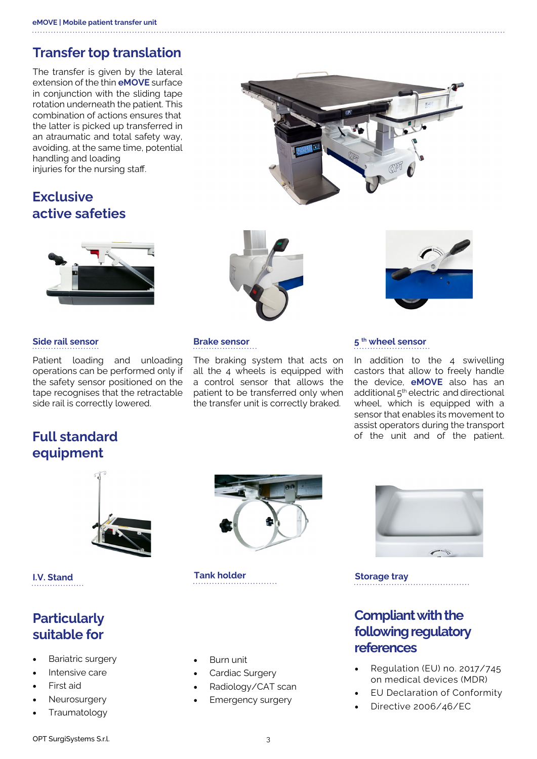## Transfer top translation

The transfer is given by the lateral extension of the thin **eMOVE** surface in conjunction with the sliding tape rotation underneath the patient. This combination of actions ensures that the latter is picked up transferred in an atraumatic and total safety way, avoiding, at the same time, potential handling and loading injuries for the nursing staff.

## Exclusive active safeties

### Side rail sensor

Patient loading and unloading operations can be performed only if the safety sensor positioned on the tape recognises that the retractable side rail is correctly lowered.

### Brake sensor

The braking system that acts on all the 4 wheels is equipped with a control sensor that allows the patient to be transferred only when the transfer unit is correctly braked.

### 5th wheel sensor

In addition to the 4 swivelling castors that allow to freely handle the device, **eMOVE** also has an additional 5th electric and directional wheel, which is equipped with a sensor that enables its movement to assist operators during the transport of the unit and of the patient.

## Full standard equipment

### I.V. Stand

### Tank holder

### Storage tray

## Particularly suitable for

- Bariatric surgery
- Intensive care
- First aid
- Neurosurgery
- Traumatology
- Burn unit
- Cardiac Surgery
- Radiology/CAT scan
- Emergency surgery

## Compliant with the following regulatory references

- Regulation (EU) no. 2017/745 on medical devices (MDR)
- EU Declaration of Conformity
- Directive 2006/46/EC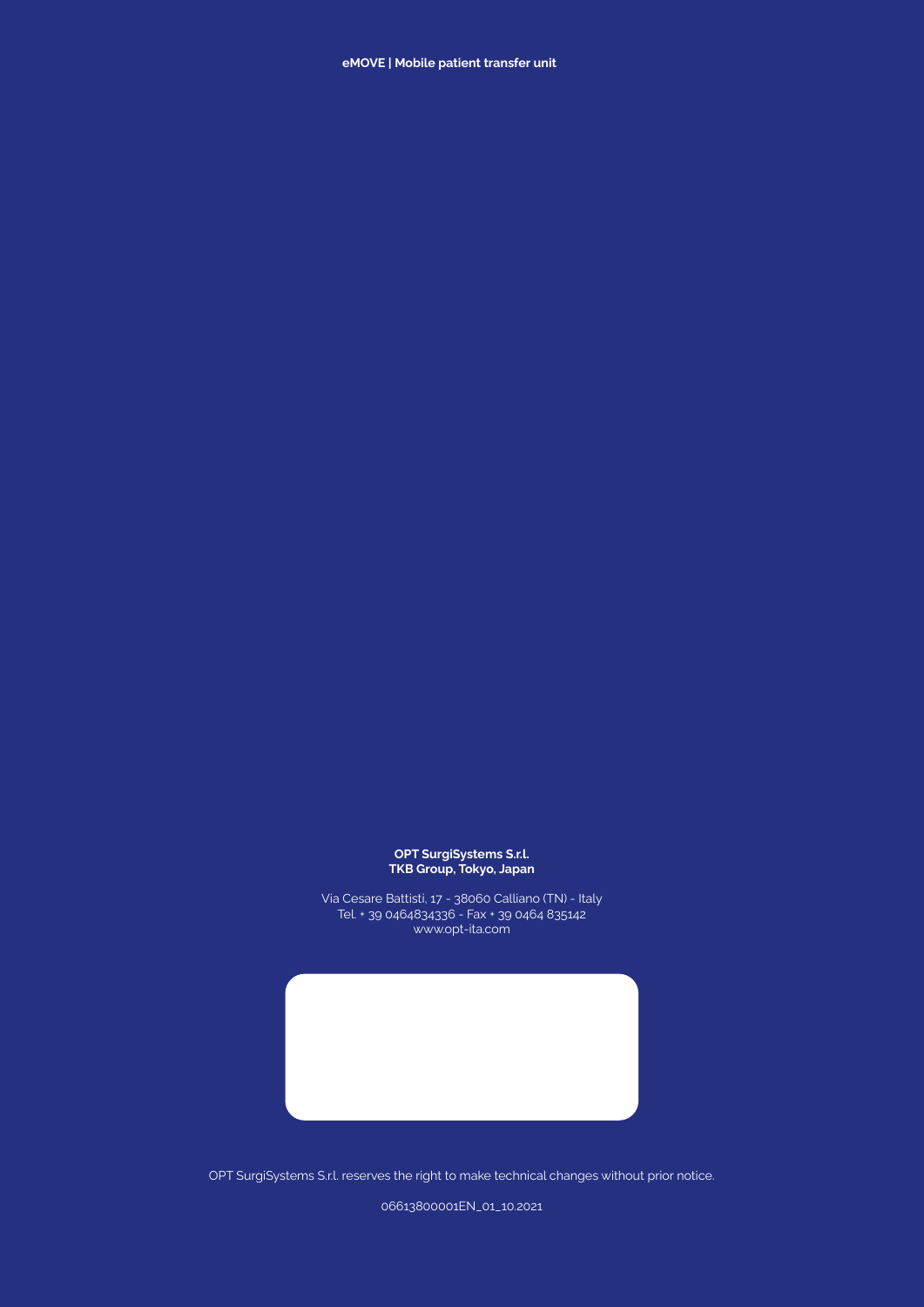**OPT SurgiSystems S.r.l.**
**TKB Group, Tokyo, Japan**

Via Cesare Battisti, 17 - 38060 Calliano (TN) - Italy
Tel. + 39 0464834336 - Fax + 39 0464 835142
www.opt-ita.com

OPT SurgiSystems S.r.l. reserves the right to make technical changes without prior notice.

06613800001EN_01_10.2021